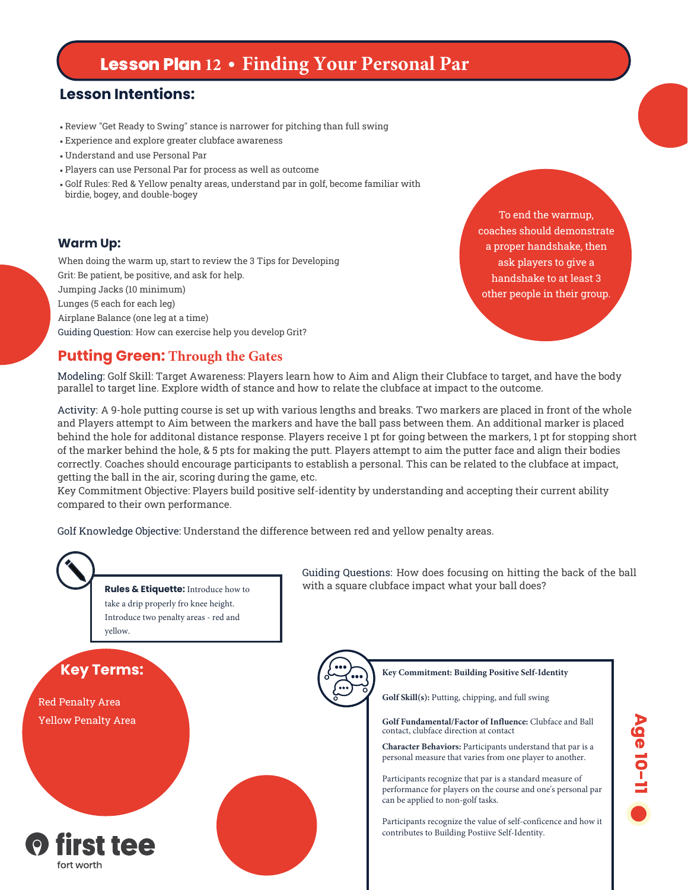# Lesson Plan 12 • Finding Your Personal Par

## Lesson Intentions:

- Review "Get Ready to Swing" stance is narrower for pitching than full swing
- Experience and explore greater clubface awareness
- Understand and use Personal Par
- Players can use Personal Par for process as well as outcome
- Golf Rules: Red & Yellow penalty areas, understand par in golf, become familiar with birdie, bogey, and double-bogey

### Warm Up:

When doing the warm up, start to review the 3 Tips for Developing Grit: Be patient, be positive, and ask for help.
Jumping Jacks (10 minimum)
Lunges (5 each for each leg)
Airplane Balance (one leg at a time)
Guiding Question: How can exercise help you develop Grit?

To end the warmup, coaches should demonstrate a proper handshake, then ask players to give a handshake to at least 3 other people in their group.

## Putting Green: Through the Gates

Modeling: Golf Skill: Target Awareness: Players learn how to Aim and Align their Clubface to target, and have the body parallel to target line. Explore width of stance and how to relate the clubface at impact to the outcome.

Activity: A 9-hole putting course is set up with various lengths and breaks. Two markers are placed in front of the whole and Players attempt to Aim between the markers and have the ball pass between them. An additional marker is placed behind the hole for additonal distance response. Players receive 1 pt for going between the markers, 1 pt for stopping short of the marker behind the hole, & 5 pts for making the putt. Players attempt to aim the putter face and align their bodies correctly. Coaches should encourage participants to establish a personal. This can be related to the clubface at impact, getting the ball in the air, scoring during the game, etc.
Key Commitment Objective: Players build positive self-identity by understanding and accepting their current ability compared to their own performance.

Golf Knowledge Objective: Understand the difference between red and yellow penalty areas.

**Rules & Etiquette:** Introduce how to take a drip properly fro knee height. Introduce two penalty areas - red and yellow.

Guiding Questions: How does focusing on hitting the back of the ball with a square clubface impact what your ball does?

### Key Terms:

Red Penalty Area
Yellow Penalty Area

**Key Commitment: Building Positive Self-Identity**

**Golf Skill(s):** Putting, chipping, and full swing

**Golf Fundamental/Factor of Influence:** Clubface and Ball contact, clubface direction at contact

**Character Behaviors:** Participants understand that par is a personal measure that varies from one player to another.

Participants recognize that par is a standard measure of performance for players on the course and one's personal par can be applied to non-golf tasks.

Participants recognize the value of self-conficence and how it contributes to Building Postiive Self-Identity.

Age 10-11

first tee
fort worth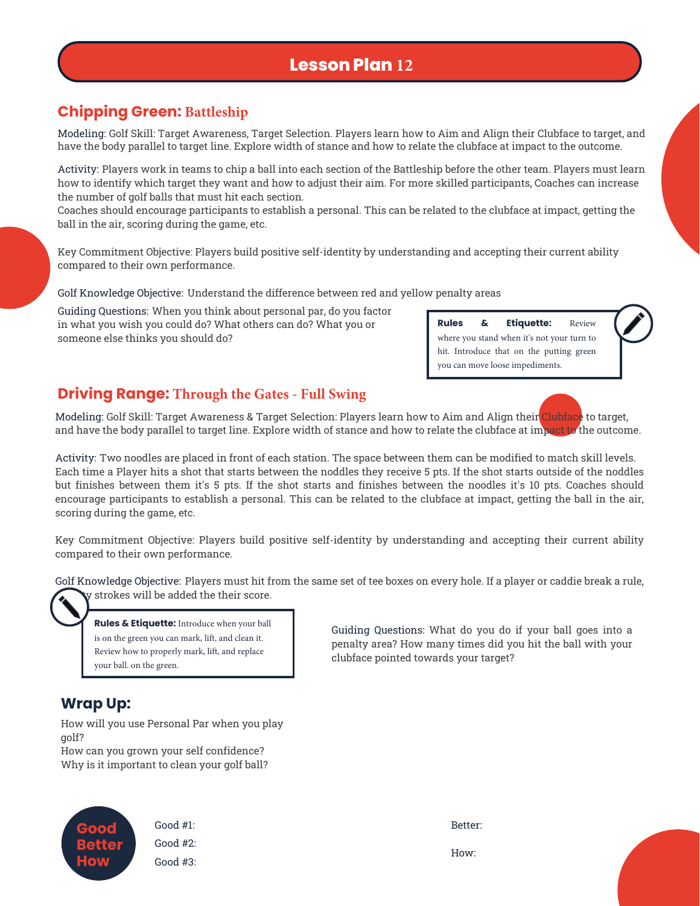# Lesson Plan 12

## Chipping Green: Battleship

Modeling: Golf Skill: Target Awareness, Target Selection. Players learn how to Aim and Align their Clubface to target, and have the body parallel to target line. Explore width of stance and how to relate the clubface at impact to the outcome.

Activity: Players work in teams to chip a ball into each section of the Battleship before the other team. Players must learn how to identify which target they want and how to adjust their aim. For more skilled participants, Coaches can increase the number of golf balls that must hit each section.
Coaches should encourage participants to establish a personal. This can be related to the clubface at impact, getting the ball in the air, scoring during the game, etc.

Key Commitment Objective: Players build positive self-identity by understanding and accepting their current ability compared to their own performance.

Golf Knowledge Objective: Understand the difference between red and yellow penalty areas

Guiding Questions: When you think about personal par, do you factor in what you wish you could do? What others can do? What you or someone else thinks you should do?

> **Rules & Etiquette:** Review where you stand when it's not your turn to hit. Introduce that on the putting green you can move loose impediments.

## Driving Range: Through the Gates - Full Swing

Modeling: Golf Skill: Target Awareness & Target Selection: Players learn how to Aim and Align their Clubface to target, and have the body parallel to target line. Explore width of stance and how to relate the clubface at impact to the outcome.

Activity: Two noodles are placed in front of each station. The space between them can be modified to match skill levels. Each time a Player hits a shot that starts between the noddles they receive 5 pts. If the shot starts outside of the noddles but finishes between them it's 5 pts. If the shot starts and finishes between the noodles it's 10 pts. Coaches should encourage participants to establish a personal. This can be related to the clubface at impact, getting the ball in the air, scoring during the game, etc.

Key Commitment Objective: Players build positive self-identity by understanding and accepting their current ability compared to their own performance.

Golf Knowledge Objective: Players must hit from the same set of tee boxes on every hole. If a player or caddie break a rule, penalty strokes will be added the their score.

> **Rules & Etiquette:** Introduce when your ball is on the green you can mark, lift, and clean it. Review how to properly mark, lift, and replace your ball. on the green.

Guiding Questions: What do you do if your ball goes into a penalty area? How many times did you hit the ball with your clubface pointed towards your target?

## Wrap Up:

How will you use Personal Par when you play golf?
How can you grown your self confidence?
Why is it important to clean your golf ball?

**Good Better How**

Good #1:
Good #2:
Good #3:

Better:

How: